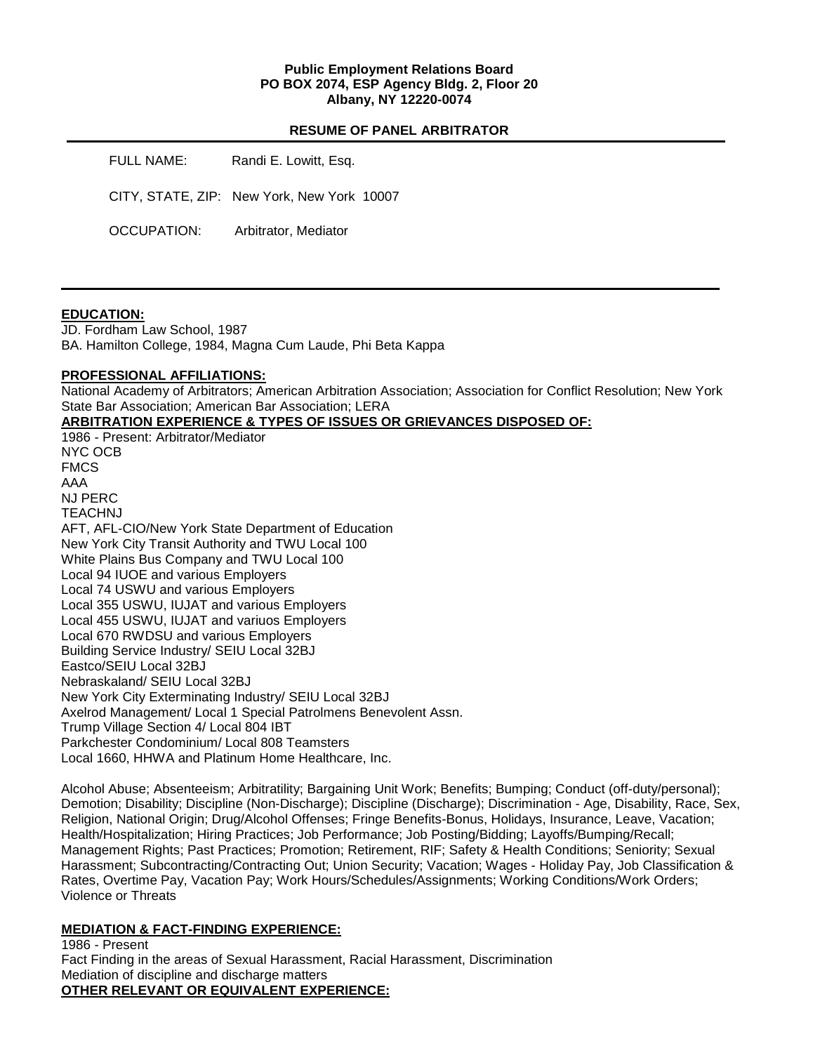**Public Employment Relations Board**
**PO BOX 2074, ESP Agency Bldg. 2, Floor 20**
**Albany, NY 12220-0074**

## RESUME OF PANEL ARBITRATOR

FULL NAME: Randi E. Lowitt, Esq.

CITY, STATE, ZIP: New York, New York 10007

OCCUPATION: Arbitrator, Mediator

---

**EDUCATION:**

JD. Fordham Law School, 1987
BA. Hamilton College, 1984, Magna Cum Laude, Phi Beta Kappa

**PROFESSIONAL AFFILIATIONS:**

National Academy of Arbitrators; American Arbitration Association; Association for Conflict Resolution; New York State Bar Association; American Bar Association; LERA

**ARBITRATION EXPERIENCE & TYPES OF ISSUES OR GRIEVANCES DISPOSED OF:**

1986 - Present: Arbitrator/Mediator
NYC OCB
FMCS
AAA
NJ PERC
TEACHNJ
AFT, AFL-CIO/New York State Department of Education
New York City Transit Authority and TWU Local 100
White Plains Bus Company and TWU Local 100
Local 94 IUOE and various Employers
Local 74 USWU and various Employers
Local 355 USWU, IUJAT and various Employers
Local 455 USWU, IUJAT and variuos Employers
Local 670 RWDSU and various Employers
Building Service Industry/ SEIU Local 32BJ
Eastco/SEIU Local 32BJ
Nebraskaland/ SEIU Local 32BJ
New York City Exterminating Industry/ SEIU Local 32BJ
Axelrod Management/ Local 1 Special Patrolmens Benevolent Assn.
Trump Village Section 4/ Local 804 IBT
Parkchester Condominium/ Local 808 Teamsters
Local 1660, HHWA and Platinum Home Healthcare, Inc.

Alcohol Abuse; Absenteeism; Arbitratility; Bargaining Unit Work; Benefits; Bumping; Conduct (off-duty/personal); Demotion; Disability; Discipline (Non-Discharge); Discipline (Discharge); Discrimination - Age, Disability, Race, Sex, Religion, National Origin; Drug/Alcohol Offenses; Fringe Benefits-Bonus, Holidays, Insurance, Leave, Vacation; Health/Hospitalization; Hiring Practices; Job Performance; Job Posting/Bidding; Layoffs/Bumping/Recall; Management Rights; Past Practices; Promotion; Retirement, RIF; Safety & Health Conditions; Seniority; Sexual Harassment; Subcontracting/Contracting Out; Union Security; Vacation; Wages - Holiday Pay, Job Classification & Rates, Overtime Pay, Vacation Pay; Work Hours/Schedules/Assignments; Working Conditions/Work Orders; Violence or Threats

**MEDIATION & FACT-FINDING EXPERIENCE:**

1986 - Present
Fact Finding in the areas of Sexual Harassment, Racial Harassment, Discrimination
Mediation of discipline and discharge matters

**OTHER RELEVANT OR EQUIVALENT EXPERIENCE:**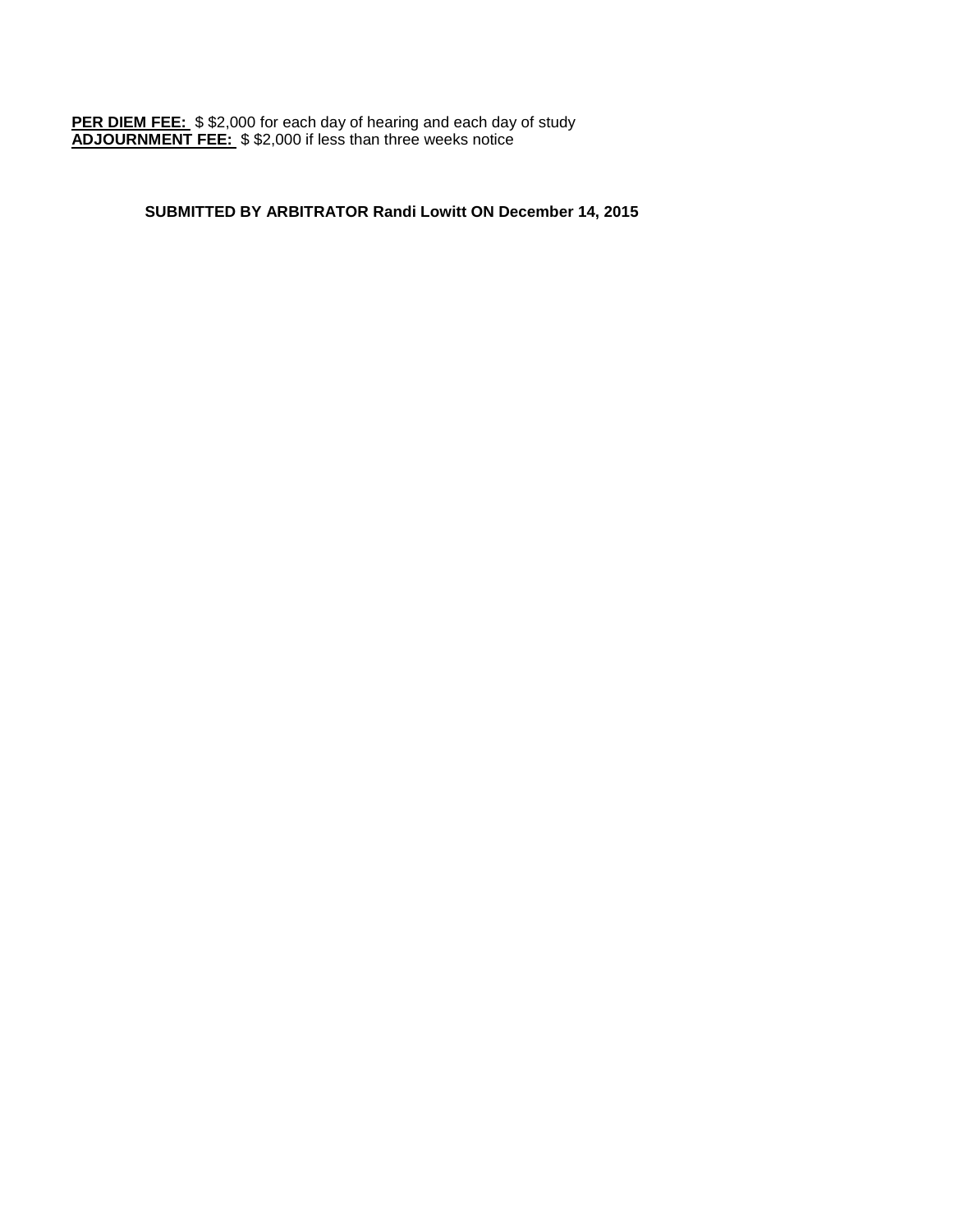**PER DIEM FEE:** $ $2,000 for each day of hearing and each day of study
**ADJOURNMENT FEE:** $ $2,000 if less than three weeks notice

**SUBMITTED BY ARBITRATOR Randi Lowitt ON December 14, 2015**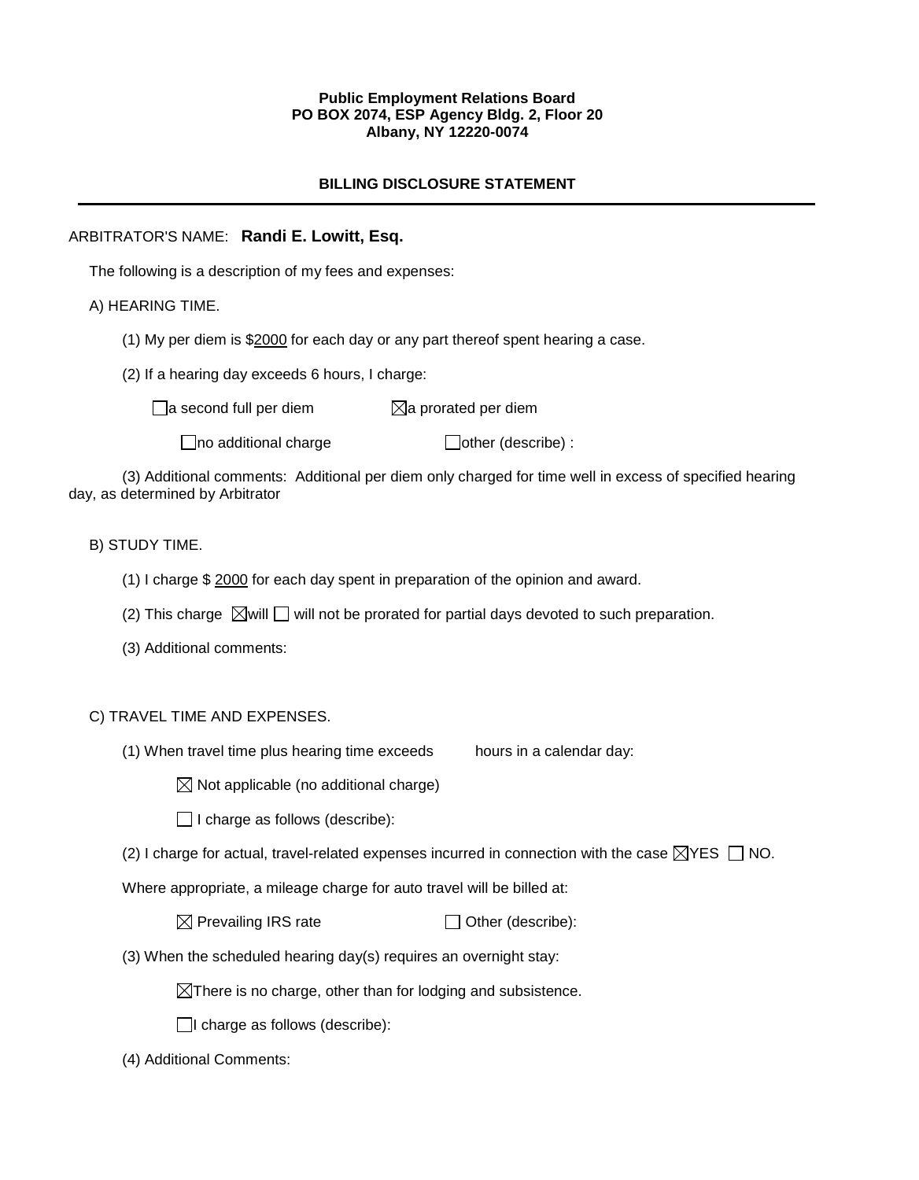**Public Employment Relations Board**
**PO BOX 2074, ESP Agency Bldg. 2, Floor 20**
**Albany, NY 12220-0074**

## BILLING DISCLOSURE STATEMENT

---

ARBITRATOR'S NAME: **Randi E. Lowitt, Esq.**

The following is a description of my fees and expenses:

A) HEARING TIME.

(1) My per diem is $2000 for each day or any part thereof spent hearing a case.

(2) If a hearing day exceeds 6 hours, I charge:

☐ a second full per diem ☒ a prorated per diem

☐ no additional charge ☐ other (describe) :

(3) Additional comments: Additional per diem only charged for time well in excess of specified hearing day, as determined by Arbitrator

B) STUDY TIME.

(1) I charge $ 2000 for each day spent in preparation of the opinion and award.

(2) This charge ☒ will ☐ will not be prorated for partial days devoted to such preparation.

(3) Additional comments:

C) TRAVEL TIME AND EXPENSES.

(1) When travel time plus hearing time exceeds hours in a calendar day:

☒ Not applicable (no additional charge)

☐ I charge as follows (describe):

(2) I charge for actual, travel-related expenses incurred in connection with the case ☒ YES ☐ NO.

Where appropriate, a mileage charge for auto travel will be billed at:

☒ Prevailing IRS rate ☐ Other (describe):

(3) When the scheduled hearing day(s) requires an overnight stay:

☒ There is no charge, other than for lodging and subsistence.

☐ I charge as follows (describe):

(4) Additional Comments: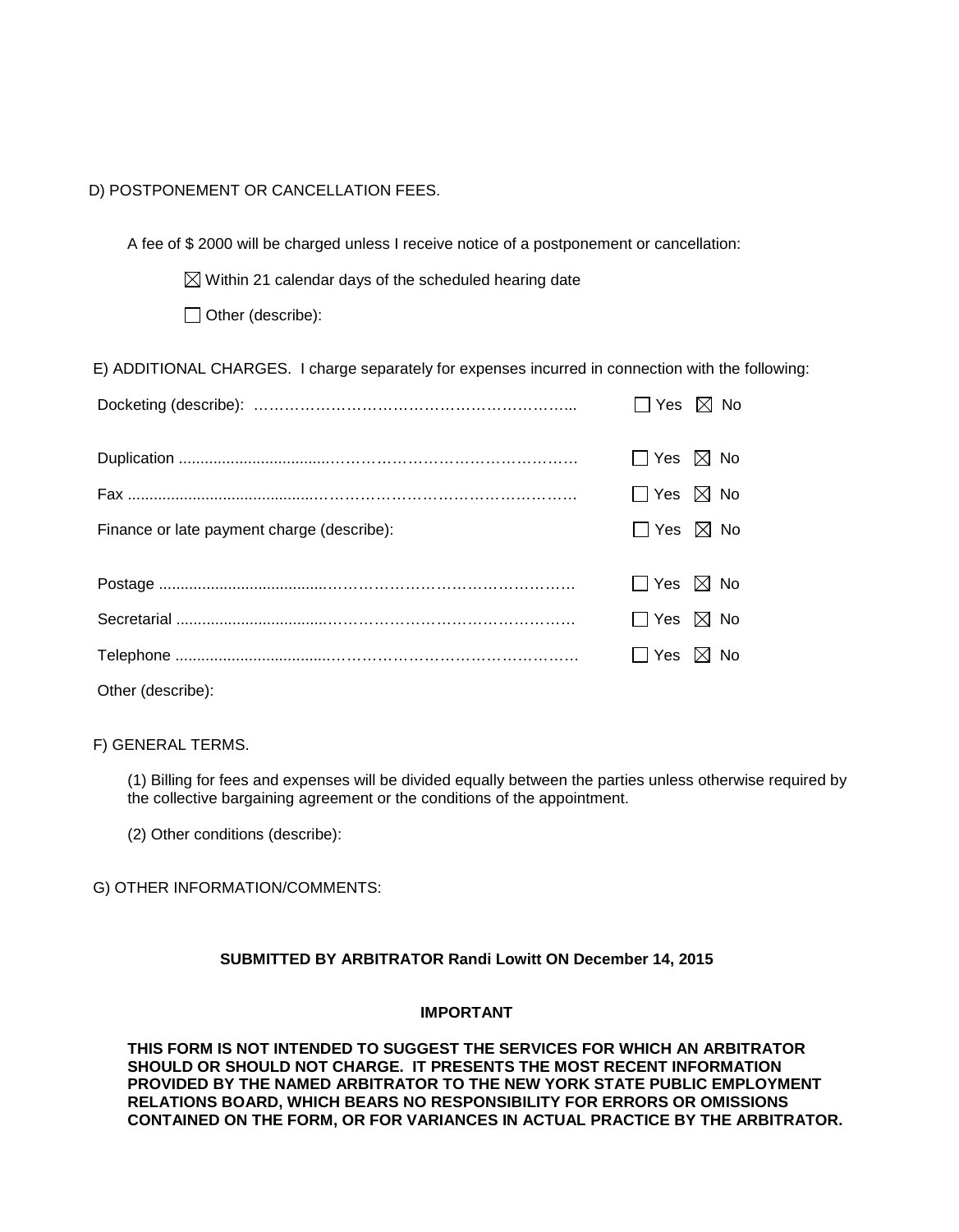D) POSTPONEMENT OR CANCELLATION FEES.

A fee of $ 2000 will be charged unless I receive notice of a postponement or cancellation:

☒ Within 21 calendar days of the scheduled hearing date

☐ Other (describe):

E) ADDITIONAL CHARGES. I charge separately for expenses incurred in connection with the following:

| | |
|---|---|
| Docketing (describe): ……………………………………………………….. | ☐ Yes ☒ No |
| Duplication ……………………………………………………………… | ☐ Yes ☒ No |
| Fax ……………………………………………………………………… | ☐ Yes ☒ No |
| Finance or late payment charge (describe): | ☐ Yes ☒ No |
| Postage …………………………………………………………………. | ☐ Yes ☒ No |
| Secretarial ……………………………………………………………… | ☐ Yes ☒ No |
| Telephone ……………………………………………………………… | ☐ Yes ☒ No |

Other (describe):

F) GENERAL TERMS.

(1) Billing for fees and expenses will be divided equally between the parties unless otherwise required by the collective bargaining agreement or the conditions of the appointment.

(2) Other conditions (describe):

G) OTHER INFORMATION/COMMENTS:

**SUBMITTED BY ARBITRATOR Randi Lowitt ON December 14, 2015**

**IMPORTANT**

**THIS FORM IS NOT INTENDED TO SUGGEST THE SERVICES FOR WHICH AN ARBITRATOR SHOULD OR SHOULD NOT CHARGE. IT PRESENTS THE MOST RECENT INFORMATION PROVIDED BY THE NAMED ARBITRATOR TO THE NEW YORK STATE PUBLIC EMPLOYMENT RELATIONS BOARD, WHICH BEARS NO RESPONSIBILITY FOR ERRORS OR OMISSIONS CONTAINED ON THE FORM, OR FOR VARIANCES IN ACTUAL PRACTICE BY THE ARBITRATOR.**